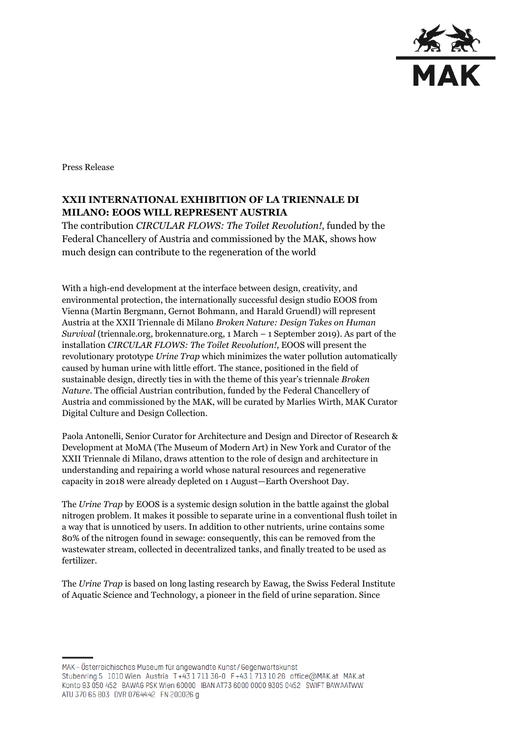Press Release

## XXII INTERNATIONAL EXHIBITION OF LA TRIENNALE DI MILANO: EOOS WILL REPRESENT AUSTRIA

The contribution *CIRCULAR FLOWS: The Toilet Revolution!*, funded by the Federal Chancellery of Austria and commissioned by the MAK, shows how much design can contribute to the regeneration of the world

With a high-end development at the interface between design, creativity, and environmental protection, the internationally successful design studio EOOS from Vienna (Martin Bergmann, Gernot Bohmann, and Harald Gruendl) will represent Austria at the XXII Triennale di Milano *Broken Nature: Design Takes on Human Survival* (triennale.org, brokennature.org, 1 March – 1 September 2019). As part of the installation *CIRCULAR FLOWS: The Toilet Revolution!*, EOOS will present the revolutionary prototype *Urine Trap* which minimizes the water pollution automatically caused by human urine with little effort. The stance, positioned in the field of sustainable design, directly ties in with the theme of this year's triennale *Broken Nature*. The official Austrian contribution, funded by the Federal Chancellery of Austria and commissioned by the MAK, will be curated by Marlies Wirth, MAK Curator Digital Culture and Design Collection.

Paola Antonelli, Senior Curator for Architecture and Design and Director of Research & Development at MoMA (The Museum of Modern Art) in New York and Curator of the XXII Triennale di Milano, draws attention to the role of design and architecture in understanding and repairing a world whose natural resources and regenerative capacity in 2018 were already depleted on 1 August—Earth Overshoot Day.

The *Urine Trap* by EOOS is a systemic design solution in the battle against the global nitrogen problem. It makes it possible to separate urine in a conventional flush toilet in a way that is unnoticed by users. In addition to other nutrients, urine contains some 80% of the nitrogen found in sewage: consequently, this can be removed from the wastewater stream, collected in decentralized tanks, and finally treated to be used as fertilizer.

The *Urine Trap* is based on long lasting research by Eawag, the Swiss Federal Institute of Aquatic Science and Technology, a pioneer in the field of urine separation. Since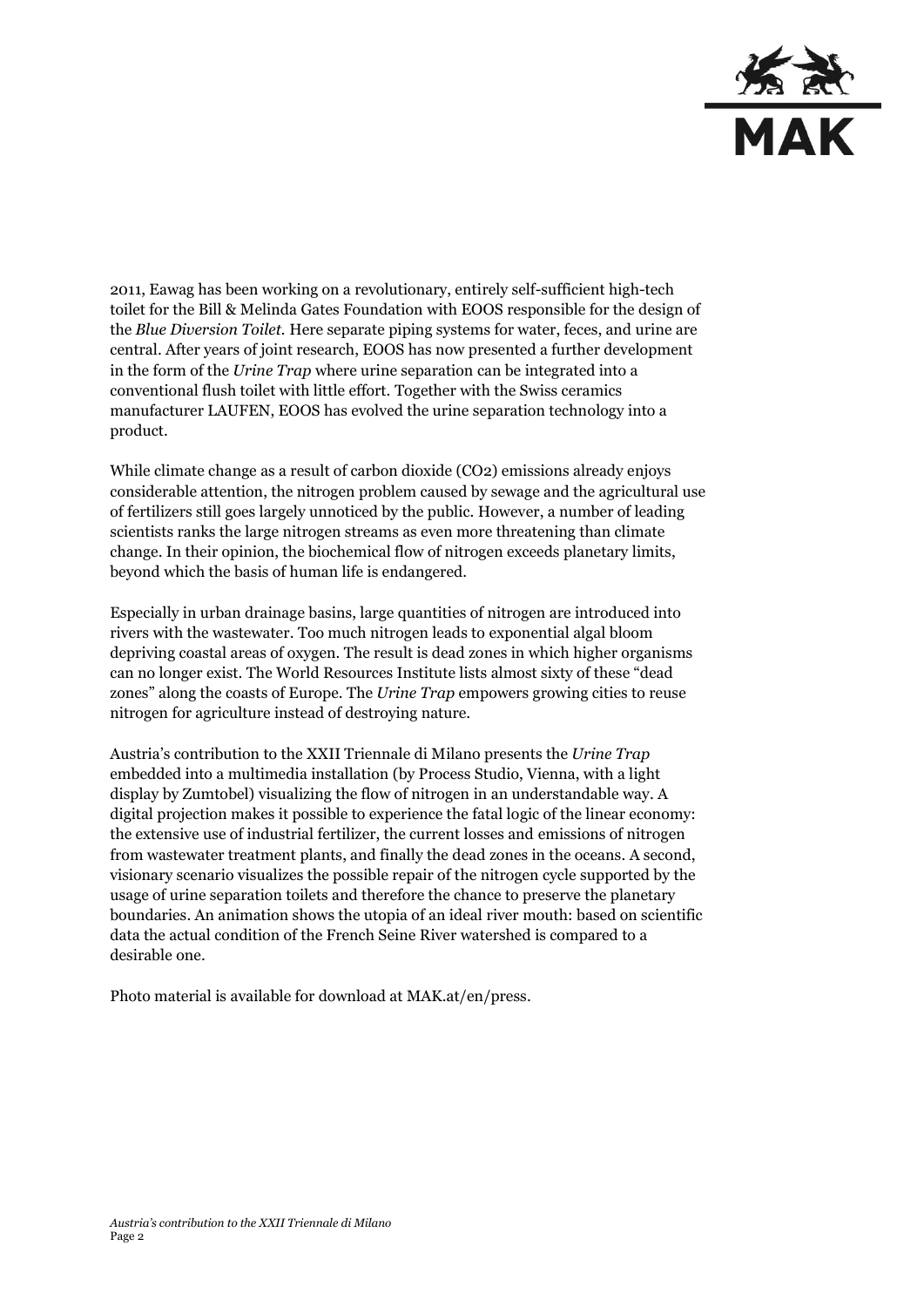2011, Eawag has been working on a revolutionary, entirely self-sufficient high-tech toilet for the Bill & Melinda Gates Foundation with EOOS responsible for the design of the *Blue Diversion Toilet.* Here separate piping systems for water, feces, and urine are central. After years of joint research, EOOS has now presented a further development in the form of the *Urine Trap* where urine separation can be integrated into a conventional flush toilet with little effort. Together with the Swiss ceramics manufacturer LAUFEN, EOOS has evolved the urine separation technology into a product.

While climate change as a result of carbon dioxide ($CO_2$) emissions already enjoys considerable attention, the nitrogen problem caused by sewage and the agricultural use of fertilizers still goes largely unnoticed by the public. However, a number of leading scientists ranks the large nitrogen streams as even more threatening than climate change. In their opinion, the biochemical flow of nitrogen exceeds planetary limits, beyond which the basis of human life is endangered.

Especially in urban drainage basins, large quantities of nitrogen are introduced into rivers with the wastewater. Too much nitrogen leads to exponential algal bloom depriving coastal areas of oxygen. The result is dead zones in which higher organisms can no longer exist. The World Resources Institute lists almost sixty of these "dead zones" along the coasts of Europe. The *Urine Trap* empowers growing cities to reuse nitrogen for agriculture instead of destroying nature.

Austria's contribution to the XXII Triennale di Milano presents the *Urine Trap* embedded into a multimedia installation (by Process Studio, Vienna, with a light display by Zumtobel) visualizing the flow of nitrogen in an understandable way. A digital projection makes it possible to experience the fatal logic of the linear economy: the extensive use of industrial fertilizer, the current losses and emissions of nitrogen from wastewater treatment plants, and finally the dead zones in the oceans. A second, visionary scenario visualizes the possible repair of the nitrogen cycle supported by the usage of urine separation toilets and therefore the chance to preserve the planetary boundaries. An animation shows the utopia of an ideal river mouth: based on scientific data the actual condition of the French Seine River watershed is compared to a desirable one.

Photo material is available for download at MAK.at/en/press.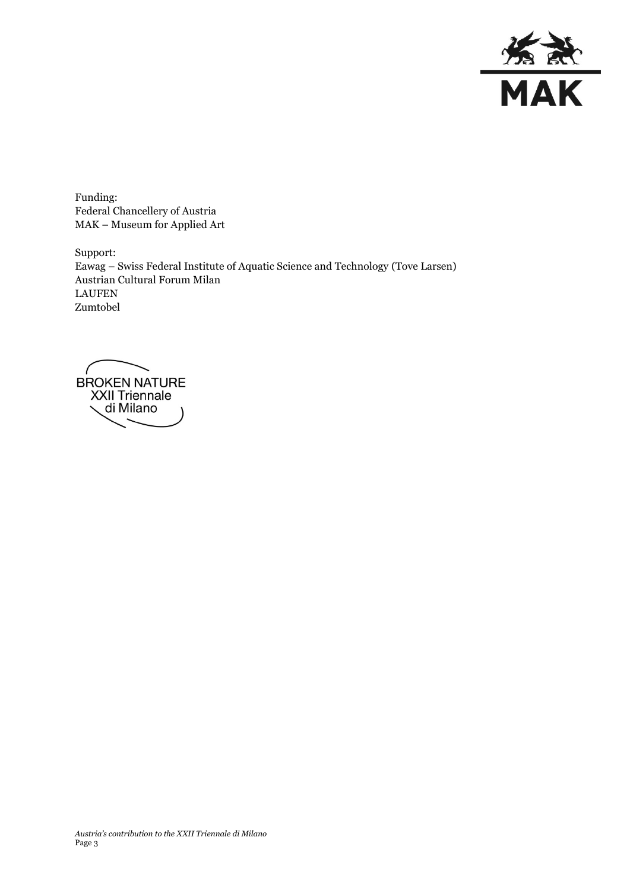Funding:
Federal Chancellery of Austria
MAK – Museum for Applied Art

Support:
Eawag – Swiss Federal Institute of Aquatic Science and Technology (Tove Larsen)
Austrian Cultural Forum Milan
LAUFEN
Zumtobel

BROKEN NATURE
XXII Triennale
di Milano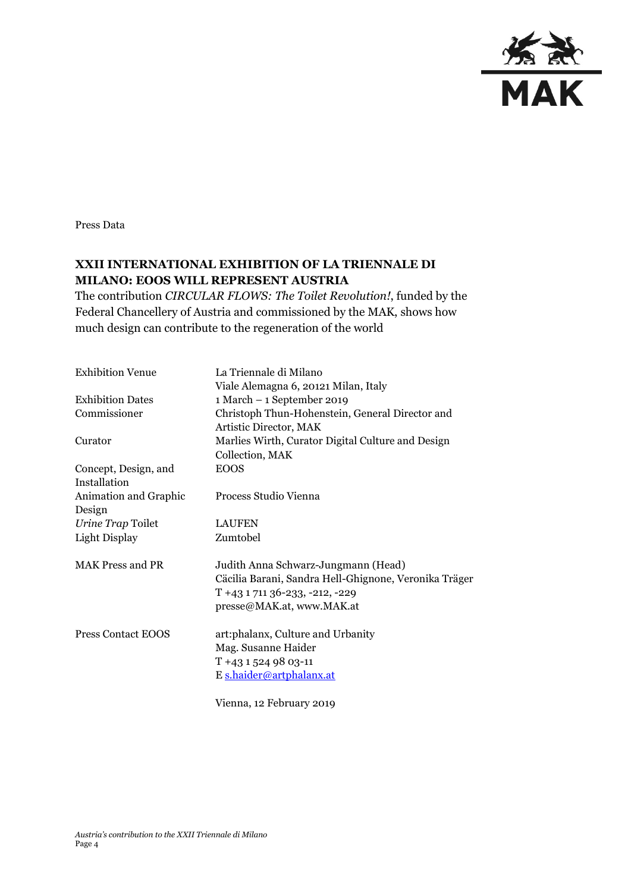Press Data

## XXII INTERNATIONAL EXHIBITION OF LA TRIENNALE DI MILANO: EOOS WILL REPRESENT AUSTRIA

The contribution *CIRCULAR FLOWS: The Toilet Revolution!*, funded by the Federal Chancellery of Austria and commissioned by the MAK, shows how much design can contribute to the regeneration of the world

| | |
|---|---|
| Exhibition Venue | La Triennale di Milano<br>Viale Alemagna 6, 20121 Milan, Italy |
| Exhibition Dates | 1 March – 1 September 2019 |
| Commissioner | Christoph Thun-Hohenstein, General Director and Artistic Director, MAK |
| Curator | Marlies Wirth, Curator Digital Culture and Design Collection, MAK |
| Concept, Design, and Installation | EOOS |
| Animation and Graphic Design | Process Studio Vienna |
| *Urine Trap* Toilet | LAUFEN |
| Light Display | Zumtobel |
| MAK Press and PR | Judith Anna Schwarz-Jungmann (Head)<br>Cäcilia Barani, Sandra Hell-Ghignone, Veronika Träger<br>T +43 1 711 36-233, -212, -229<br>presse@MAK.at, www.MAK.at |
| Press Contact EOOS | art:phalanx, Culture and Urbanity<br>Mag. Susanne Haider<br>T +43 1 524 98 03-11<br>E s.haider@artphalanx.at |

Vienna, 12 February 2019